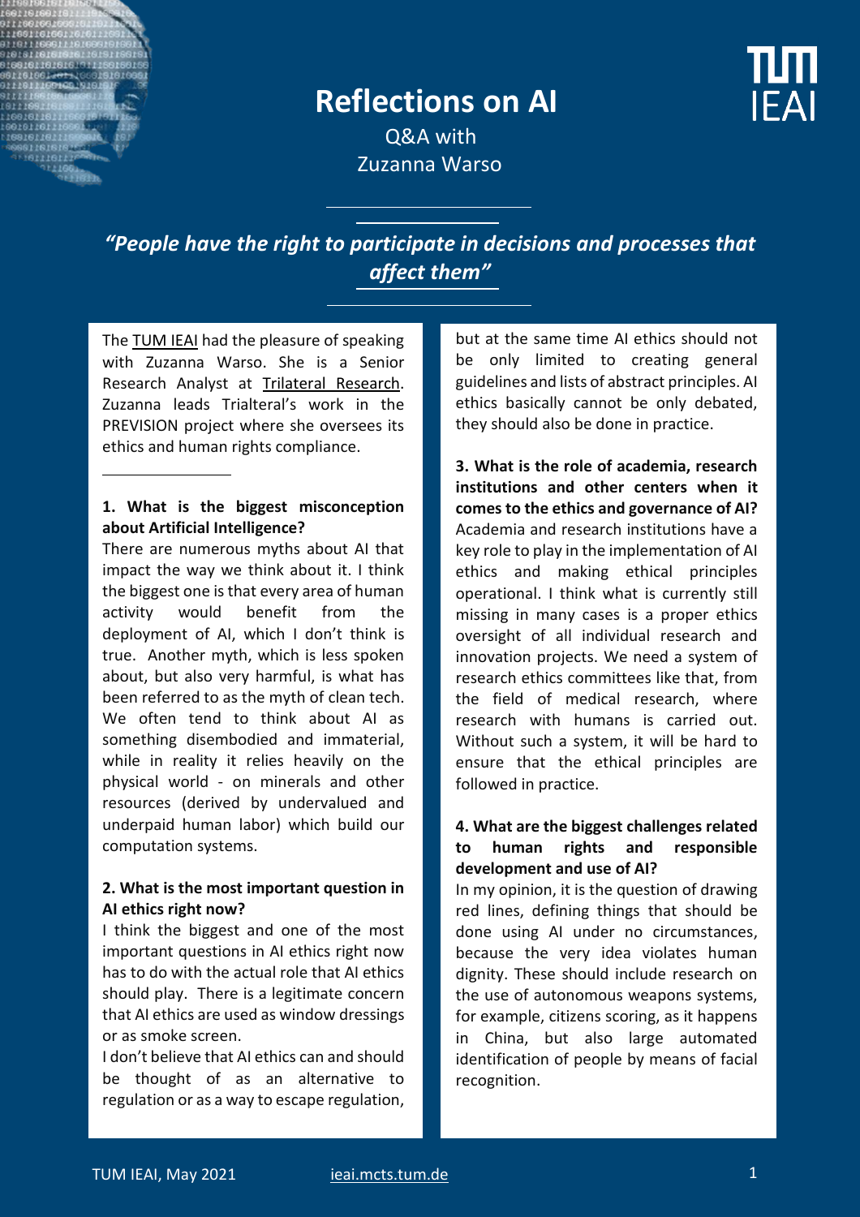# Reflections on AI

Q&A with
Zuzanna Warso

***"People have the right to participate in decisions and processes that affect them"***

The TUM IEAI had the pleasure of speaking with Zuzanna Warso. She is a Senior Research Analyst at Trilateral Research. Zuzanna leads Trialteral's work in the PREVISION project where she oversees its ethics and human rights compliance.

**1. What is the biggest misconception about Artificial Intelligence?**

There are numerous myths about AI that impact the way we think about it. I think the biggest one is that every area of human activity would benefit from the deployment of AI, which I don't think is true. Another myth, which is less spoken about, but also very harmful, is what has been referred to as the myth of clean tech. We often tend to think about AI as something disembodied and immaterial, while in reality it relies heavily on the physical world - on minerals and other resources (derived by undervalued and underpaid human labor) which build our computation systems.

**2. What is the most important question in AI ethics right now?**

I think the biggest and one of the most important questions in AI ethics right now has to do with the actual role that AI ethics should play. There is a legitimate concern that AI ethics are used as window dressings or as smoke screen.

I don't believe that AI ethics can and should be thought of as an alternative to regulation or as a way to escape regulation, but at the same time AI ethics should not be only limited to creating general guidelines and lists of abstract principles. AI ethics basically cannot be only debated, they should also be done in practice.

**3. What is the role of academia, research institutions and other centers when it comes to the ethics and governance of AI?**

Academia and research institutions have a key role to play in the implementation of AI ethics and making ethical principles operational. I think what is currently still missing in many cases is a proper ethics oversight of all individual research and innovation projects. We need a system of research ethics committees like that, from the field of medical research, where research with humans is carried out. Without such a system, it will be hard to ensure that the ethical principles are followed in practice.

**4. What are the biggest challenges related to human rights and responsible development and use of AI?**

In my opinion, it is the question of drawing red lines, defining things that should be done using AI under no circumstances, because the very idea violates human dignity. These should include research on the use of autonomous weapons systems, for example, citizens scoring, as it happens in China, but also large automated identification of people by means of facial recognition.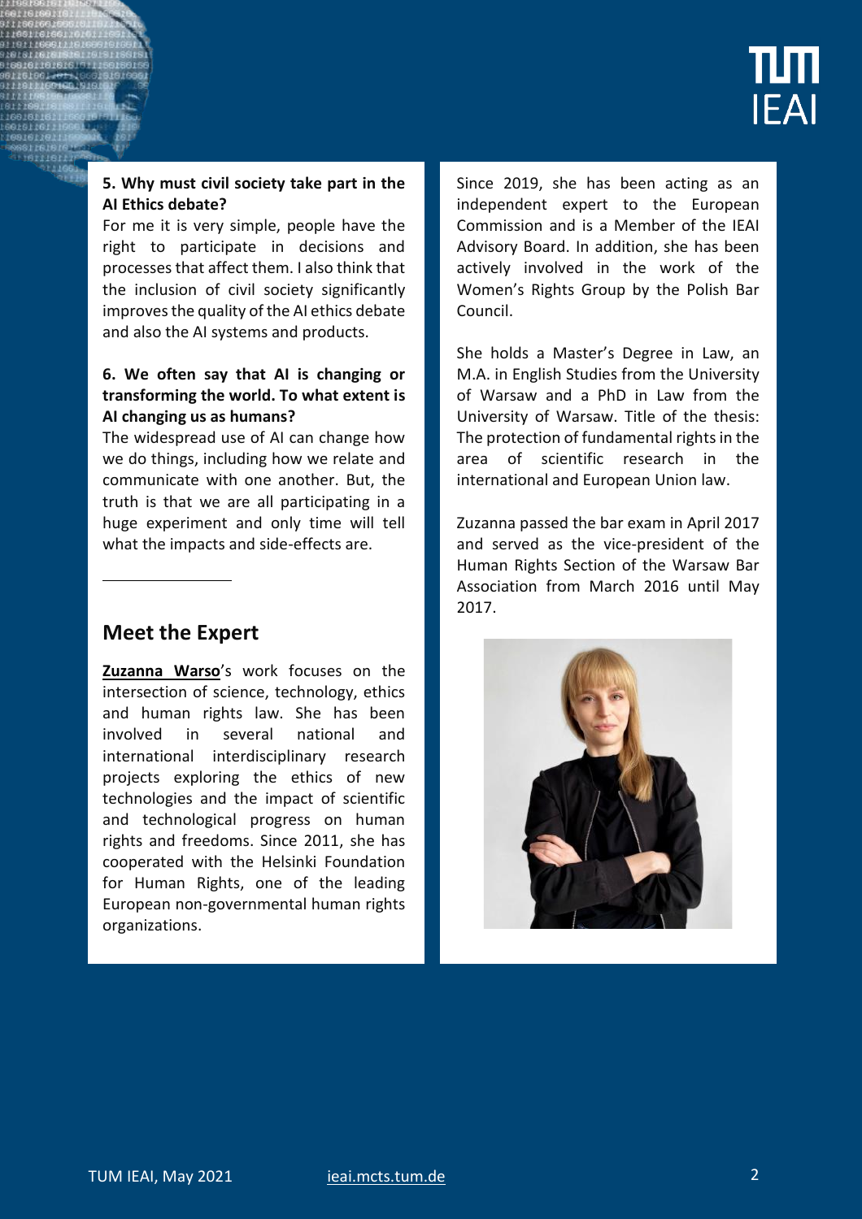**5. Why must civil society take part in the AI Ethics debate?**

For me it is very simple, people have the right to participate in decisions and processes that affect them. I also think that the inclusion of civil society significantly improves the quality of the AI ethics debate and also the AI systems and products.

**6. We often say that AI is changing or transforming the world. To what extent is AI changing us as humans?**

The widespread use of AI can change how we do things, including how we relate and communicate with one another. But, the truth is that we are all participating in a huge experiment and only time will tell what the impacts and side-effects are.

## Meet the Expert

**Zuzanna Warso**'s work focuses on the intersection of science, technology, ethics and human rights law. She has been involved in several national and international interdisciplinary research projects exploring the ethics of new technologies and the impact of scientific and technological progress on human rights and freedoms. Since 2011, she has cooperated with the Helsinki Foundation for Human Rights, one of the leading European non-governmental human rights organizations.

Since 2019, she has been acting as an independent expert to the European Commission and is a Member of the IEAI Advisory Board. In addition, she has been actively involved in the work of the Women's Rights Group by the Polish Bar Council.

She holds a Master's Degree in Law, an M.A. in English Studies from the University of Warsaw and a PhD in Law from the University of Warsaw. Title of the thesis: The protection of fundamental rights in the area of scientific research in the international and European Union law.

Zuzanna passed the bar exam in April 2017 and served as the vice-president of the Human Rights Section of the Warsaw Bar Association from March 2016 until May 2017.

TUM IEAI, May 2021 ieai.mcts.tum.de